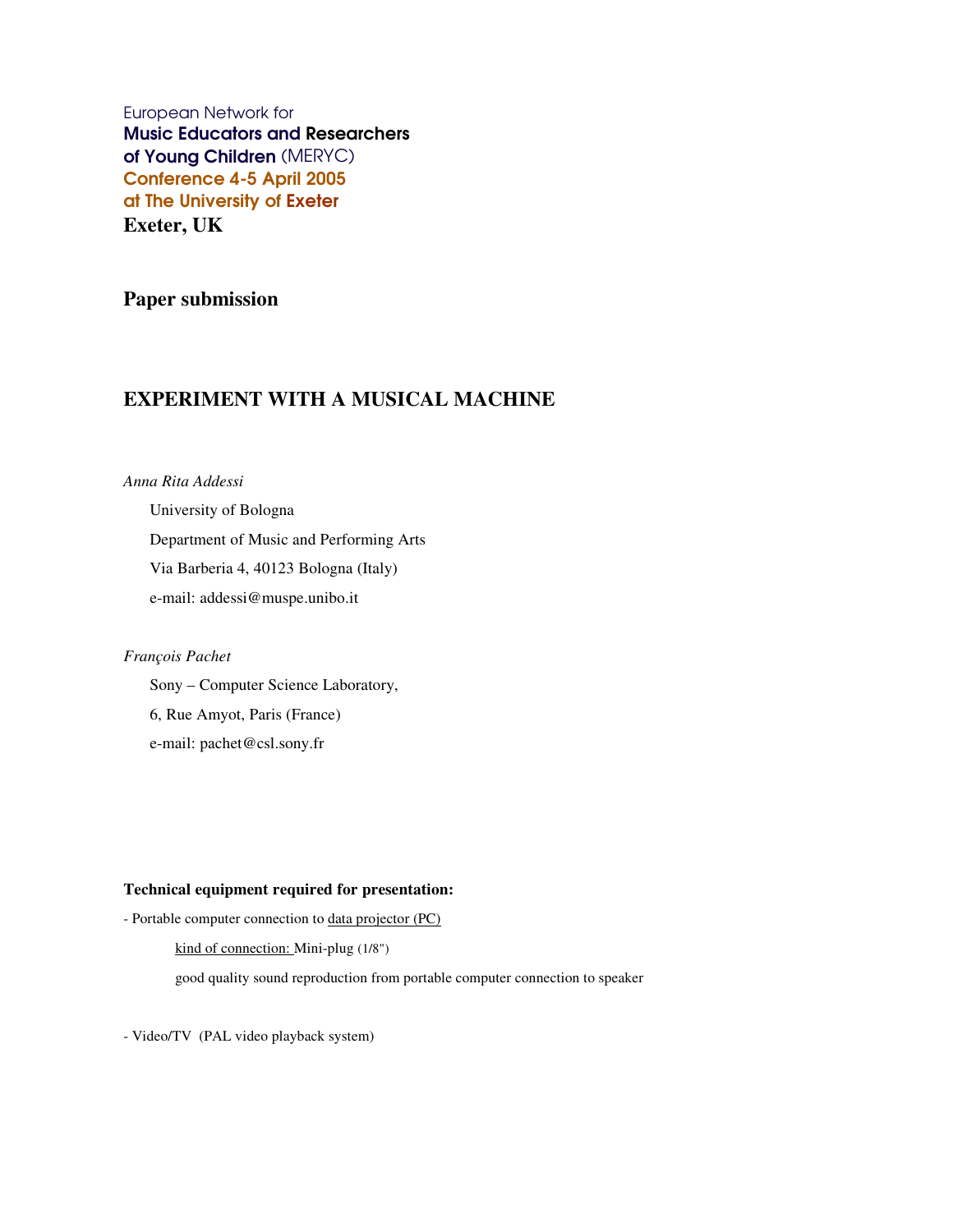European Network for
**Music Educators and Researchers**
**of Young Children** (MERYC)
**Conference 4-5 April 2005**
**at The University of Exeter**
**Exeter, UK**

## Paper submission

# EXPERIMENT WITH A MUSICAL MACHINE

*Anna Rita Addessi*

University of Bologna

Department of Music and Performing Arts

Via Barberia 4, 40123 Bologna (Italy)

e-mail: addessi@muspe.unibo.it

*François Pachet*

Sony – Computer Science Laboratory,

6, Rue Amyot, Paris (France)

e-mail: pachet@csl.sony.fr

**Technical equipment required for presentation:**

- Portable computer connection to data projector (PC)

  kind of connection: Mini-plug (1/8")

  good quality sound reproduction from portable computer connection to speaker

- Video/TV (PAL video playback system)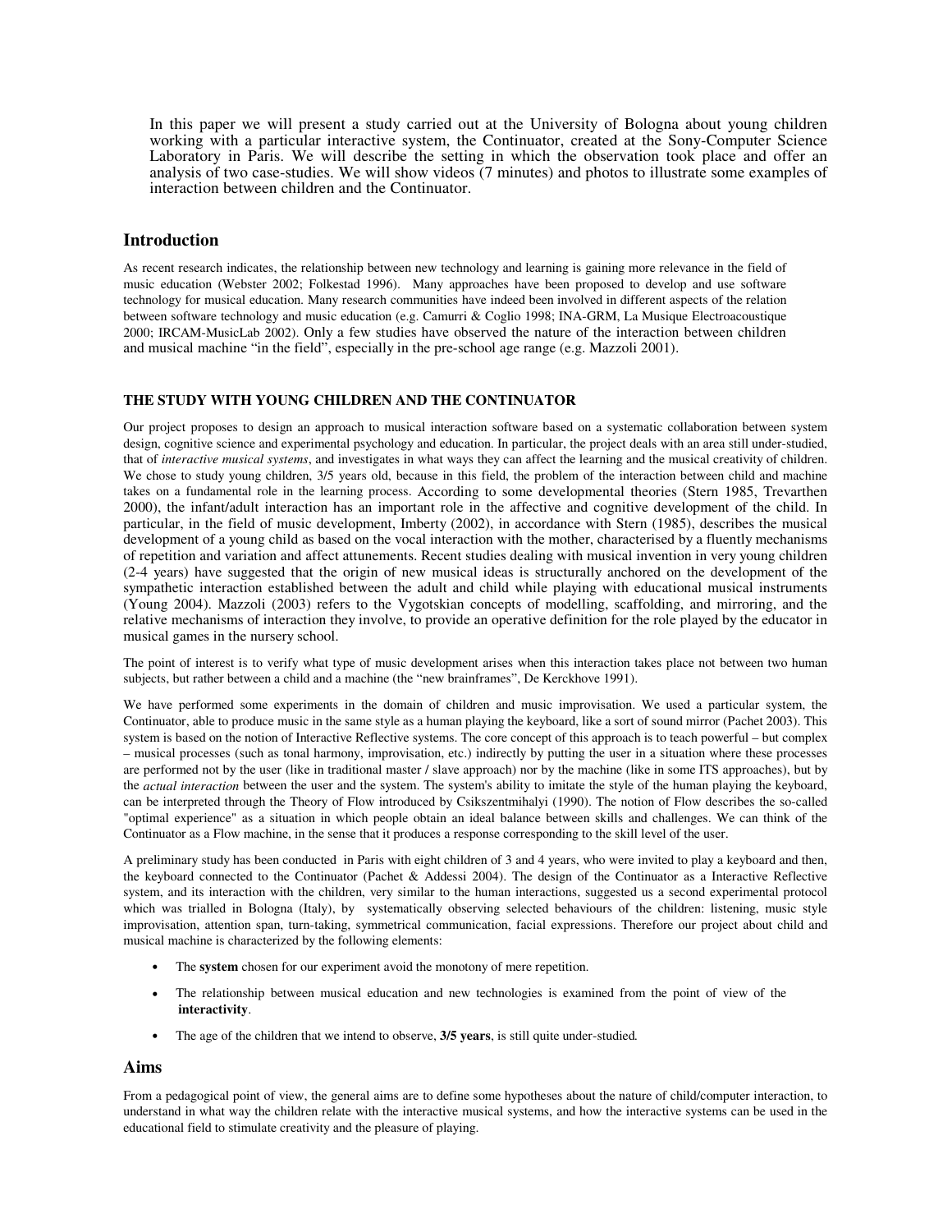In this paper we will present a study carried out at the University of Bologna about young children working with a particular interactive system, the Continuator, created at the Sony-Computer Science Laboratory in Paris. We will describe the setting in which the observation took place and offer an analysis of two case-studies. We will show videos (7 minutes) and photos to illustrate some examples of interaction between children and the Continuator.

## Introduction

As recent research indicates, the relationship between new technology and learning is gaining more relevance in the field of music education (Webster 2002; Folkestad 1996). Many approaches have been proposed to develop and use software technology for musical education. Many research communities have indeed been involved in different aspects of the relation between software technology and music education (e.g. Camurri & Coglio 1998; INA-GRM, La Musique Electroacoustique 2000; IRCAM-MusicLab 2002). Only a few studies have observed the nature of the interaction between children and musical machine "in the field", especially in the pre-school age range (e.g. Mazzoli 2001).

### THE STUDY WITH YOUNG CHILDREN AND THE CONTINUATOR

Our project proposes to design an approach to musical interaction software based on a systematic collaboration between system design, cognitive science and experimental psychology and education. In particular, the project deals with an area still under-studied, that of *interactive musical systems*, and investigates in what ways they can affect the learning and the musical creativity of children. We chose to study young children, 3/5 years old, because in this field, the problem of the interaction between child and machine takes on a fundamental role in the learning process. According to some developmental theories (Stern 1985, Trevarthen 2000), the infant/adult interaction has an important role in the affective and cognitive development of the child. In particular, in the field of music development, Imberty (2002), in accordance with Stern (1985), describes the musical development of a young child as based on the vocal interaction with the mother, characterised by a fluently mechanisms of repetition and variation and affect attunements. Recent studies dealing with musical invention in very young children (2-4 years) have suggested that the origin of new musical ideas is structurally anchored on the development of the sympathetic interaction established between the adult and child while playing with educational musical instruments (Young 2004). Mazzoli (2003) refers to the Vygotskian concepts of modelling, scaffolding, and mirroring, and the relative mechanisms of interaction they involve, to provide an operative definition for the role played by the educator in musical games in the nursery school.

The point of interest is to verify what type of music development arises when this interaction takes place not between two human subjects, but rather between a child and a machine (the "new brainframes", De Kerckhove 1991).

We have performed some experiments in the domain of children and music improvisation. We used a particular system, the Continuator, able to produce music in the same style as a human playing the keyboard, like a sort of sound mirror (Pachet 2003). This system is based on the notion of Interactive Reflective systems. The core concept of this approach is to teach powerful – but complex – musical processes (such as tonal harmony, improvisation, etc.) indirectly by putting the user in a situation where these processes are performed not by the user (like in traditional master / slave approach) nor by the machine (like in some ITS approaches), but by the *actual interaction* between the user and the system. The system's ability to imitate the style of the human playing the keyboard, can be interpreted through the Theory of Flow introduced by Csikszentmihalyi (1990). The notion of Flow describes the so-called "optimal experience" as a situation in which people obtain an ideal balance between skills and challenges. We can think of the Continuator as a Flow machine, in the sense that it produces a response corresponding to the skill level of the user.

A preliminary study has been conducted in Paris with eight children of 3 and 4 years, who were invited to play a keyboard and then, the keyboard connected to the Continuator (Pachet & Addessi 2004). The design of the Continuator as a Interactive Reflective system, and its interaction with the children, very similar to the human interactions, suggested us a second experimental protocol which was trialled in Bologna (Italy), by systematically observing selected behaviours of the children: listening, music style improvisation, attention span, turn-taking, symmetrical communication, facial expressions. Therefore our project about child and musical machine is characterized by the following elements:

- The **system** chosen for our experiment avoid the monotony of mere repetition.
- The relationship between musical education and new technologies is examined from the point of view of the **interactivity**.
- The age of the children that we intend to observe, **3/5 years**, is still quite under-studied.

## Aims

From a pedagogical point of view, the general aims are to define some hypotheses about the nature of child/computer interaction, to understand in what way the children relate with the interactive musical systems, and how the interactive systems can be used in the educational field to stimulate creativity and the pleasure of playing.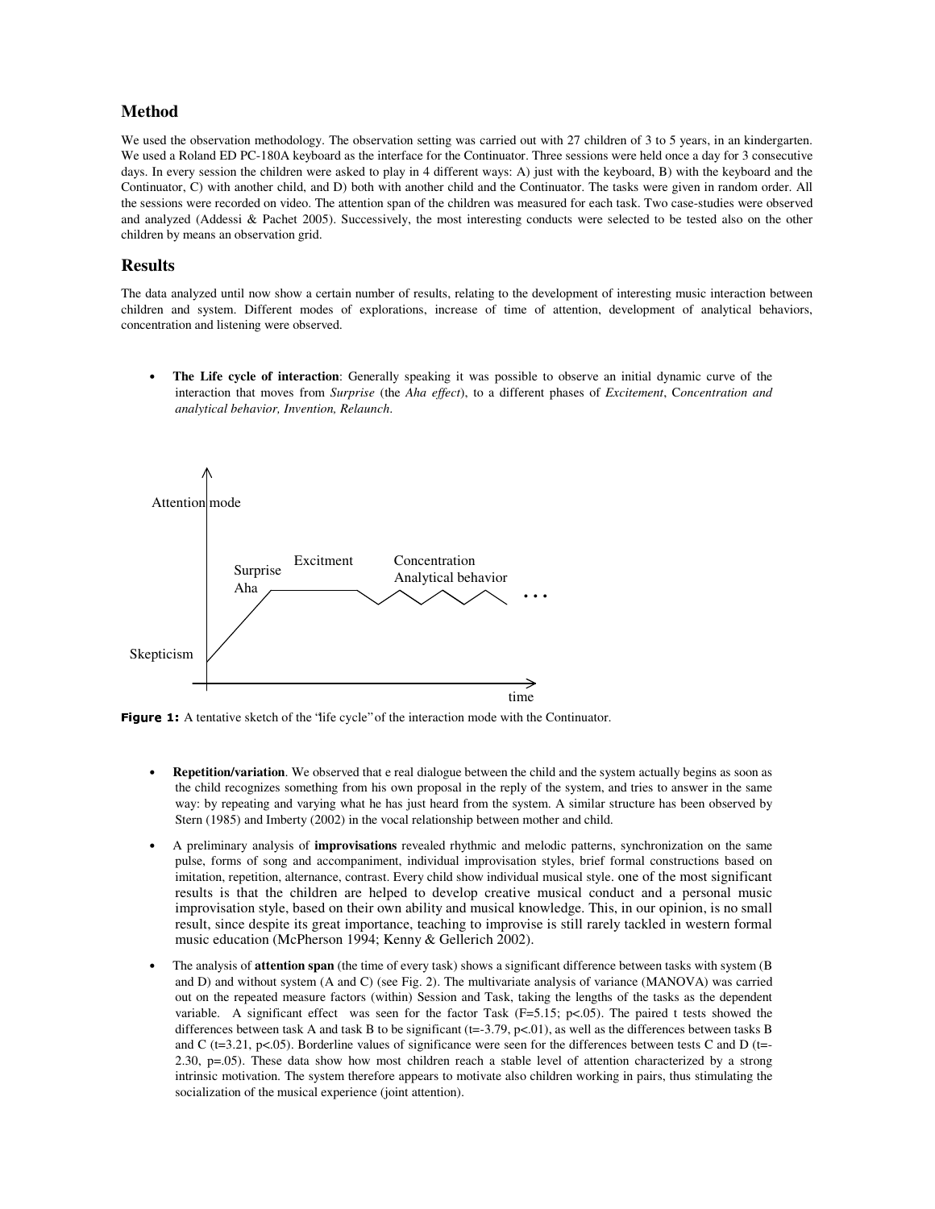## Method

We used the observation methodology. The observation setting was carried out with 27 children of 3 to 5 years, in an kindergarten. We used a Roland ED PC-180A keyboard as the interface for the Continuator. Three sessions were held once a day for 3 consecutive days. In every session the children were asked to play in 4 different ways: A) just with the keyboard, B) with the keyboard and the Continuator, C) with another child, and D) both with another child and the Continuator. The tasks were given in random order. All the sessions were recorded on video. The attention span of the children was measured for each task. Two case-studies were observed and analyzed (Addessi & Pachet 2005). Successively, the most interesting conducts were selected to be tested also on the other children by means an observation grid.

## Results

The data analyzed until now show a certain number of results, relating to the development of interesting music interaction between children and system. Different modes of explorations, increase of time of attention, development of analytical behaviors, concentration and listening were observed.

- **The Life cycle of interaction**: Generally speaking it was possible to observe an initial dynamic curve of the interaction that moves from *Surprise* (the *Aha effect*), to a different phases of *Excitement*, C*oncentration and analytical behavior, Invention, Relaunch*.

Attention mode

Skepticism

Surprise Aha

Excitment

Concentration Analytical behavior

time

**Figure 1:** A tentative sketch of the "life cycle" of the interaction mode with the Continuator.

- **Repetition/variation**. We observed that e real dialogue between the child and the system actually begins as soon as the child recognizes something from his own proposal in the reply of the system, and tries to answer in the same way: by repeating and varying what he has just heard from the system. A similar structure has been observed by Stern (1985) and Imberty (2002) in the vocal relationship between mother and child.

- A preliminary analysis of **improvisations** revealed rhythmic and melodic patterns, synchronization on the same pulse, forms of song and accompaniment, individual improvisation styles, brief formal constructions based on imitation, repetition, alternance, contrast. Every child show individual musical style. one of the most significant results is that the children are helped to develop creative musical conduct and a personal music improvisation style, based on their own ability and musical knowledge. This, in our opinion, is no small result, since despite its great importance, teaching to improvise is still rarely tackled in western formal music education (McPherson 1994; Kenny & Gellerich 2002).

- The analysis of **attention span** (the time of every task) shows a significant difference between tasks with system (B and D) and without system (A and C) (see Fig. 2). The multivariate analysis of variance (MANOVA) was carried out on the repeated measure factors (within) Session and Task, taking the lengths of the tasks as the dependent variable. A significant effect was seen for the factor Task ($F=5.15$; $p<.05$). The paired t tests showed the differences between task A and task B to be significant ($t=-3.79$, $p<.01$), as well as the differences between tasks B and C ($t=3.21$, $p<.05$). Borderline values of significance were seen for the differences between tests C and D ($t=-2.30$, $p=.05$). These data show how most children reach a stable level of attention characterized by a strong intrinsic motivation. The system therefore appears to motivate also children working in pairs, thus stimulating the socialization of the musical experience (joint attention).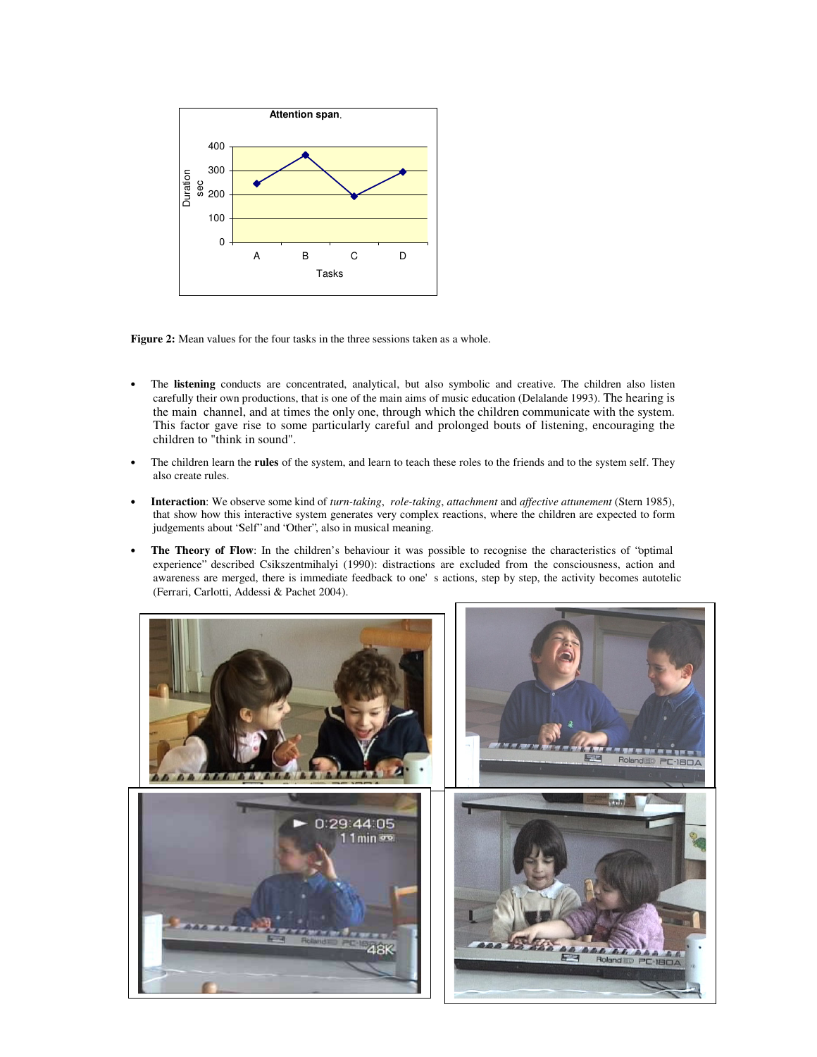**Figure 2:** Mean values for the four tasks in the three sessions taken as a whole.

- The **listening** conducts are concentrated, analytical, but also symbolic and creative. The children also listen carefully their own productions, that is one of the main aims of music education (Delalande 1993). The hearing is the main channel, and at times the only one, through which the children communicate with the system. This factor gave rise to some particularly careful and prolonged bouts of listening, encouraging the children to "think in sound".

- The children learn the **rules** of the system, and learn to teach these roles to the friends and to the system self. They also create rules.

- **Interaction**: We observe some kind of *turn-taking*, *role-taking*, *attachment* and *affective attunement* (Stern 1985), that show how this interactive system generates very complex reactions, where the children are expected to form judgements about "Self" and "Other", also in musical meaning.

- **The Theory of Flow**: In the children's behaviour it was possible to recognise the characteristics of "optimal experience" described Csikszentmihalyi (1990): distractions are excluded from the consciousness, action and awareness are merged, there is immediate feedback to one' s actions, step by step, the activity becomes autotelic (Ferrari, Carlotti, Addessi & Pachet 2004).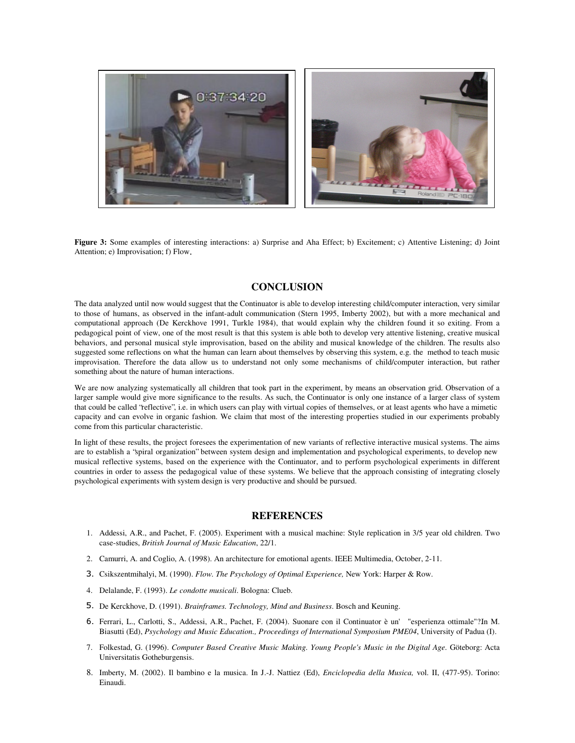**Figure 3:** Some examples of interesting interactions: a) Surprise and Aha Effect; b) Excitement; c) Attentive Listening; d) Joint Attention; e) Improvisation; f) Flow.

## CONCLUSION

The data analyzed until now would suggest that the Continuator is able to develop interesting child/computer interaction, very similar to those of humans, as observed in the infant-adult communication (Stern 1995, Imberty 2002), but with a more mechanical and computational approach (De Kerckhove 1991, Turkle 1984), that would explain why the children found it so exiting. From a pedagogical point of view, one of the most result is that this system is able both to develop very attentive listening, creative musical behaviors, and personal musical style improvisation, based on the ability and musical knowledge of the children. The results also suggested some reflections on what the human can learn about themselves by observing this system, e.g. the method to teach music improvisation. Therefore the data allow us to understand not only some mechanisms of child/computer interaction, but rather something about the nature of human interactions.

We are now analyzing systematically all children that took part in the experiment, by means an observation grid. Observation of a larger sample would give more significance to the results. As such, the Continuator is only one instance of a larger class of system that could be called "reflective", i.e. in which users can play with virtual copies of themselves, or at least agents who have a mimetic capacity and can evolve in organic fashion. We claim that most of the interesting properties studied in our experiments probably come from this particular characteristic.

In light of these results, the project foresees the experimentation of new variants of reflective interactive musical systems. The aims are to establish a "spiral organization" between system design and implementation and psychological experiments, to develop new musical reflective systems, based on the experience with the Continuator, and to perform psychological experiments in different countries in order to assess the pedagogical value of these systems. We believe that the approach consisting of integrating closely psychological experiments with system design is very productive and should be pursued.

## REFERENCES

1. Addessi, A.R., and Pachet, F. (2005). Experiment with a musical machine: Style replication in 3/5 year old children. Two case-studies, *British Journal of Music Education*, 22/1.
2. Camurri, A. and Coglio, A. (1998). An architecture for emotional agents. IEEE Multimedia, October, 2-11.
3. Csikszentmihalyi, M. (1990). *Flow. The Psychology of Optimal Experience,* New York: Harper & Row.
4. Delalande, F. (1993). *Le condotte musicali*. Bologna: Clueb.
5. De Kerckhove, D. (1991). *Brainframes. Technology, Mind and Business*. Bosch and Keuning.
6. Ferrari, L., Carlotti, S., Addessi, A.R., Pachet, F. (2004). Suonare con il Continuator è un' "esperienza ottimale"?In M. Biasutti (Ed), *Psychology and Music Education., Proceedings of International Symposium PME04*, University of Padua (I).
7. Folkestad, G. (1996). *Computer Based Creative Music Making. Young People's Music in the Digital Age.* Göteborg: Acta Universitatis Gotheburgensis.
8. Imberty, M. (2002). Il bambino e la musica. In J.-J. Nattiez (Ed), *Enciclopedia della Musica,* vol. II, (477-95). Torino: Einaudi.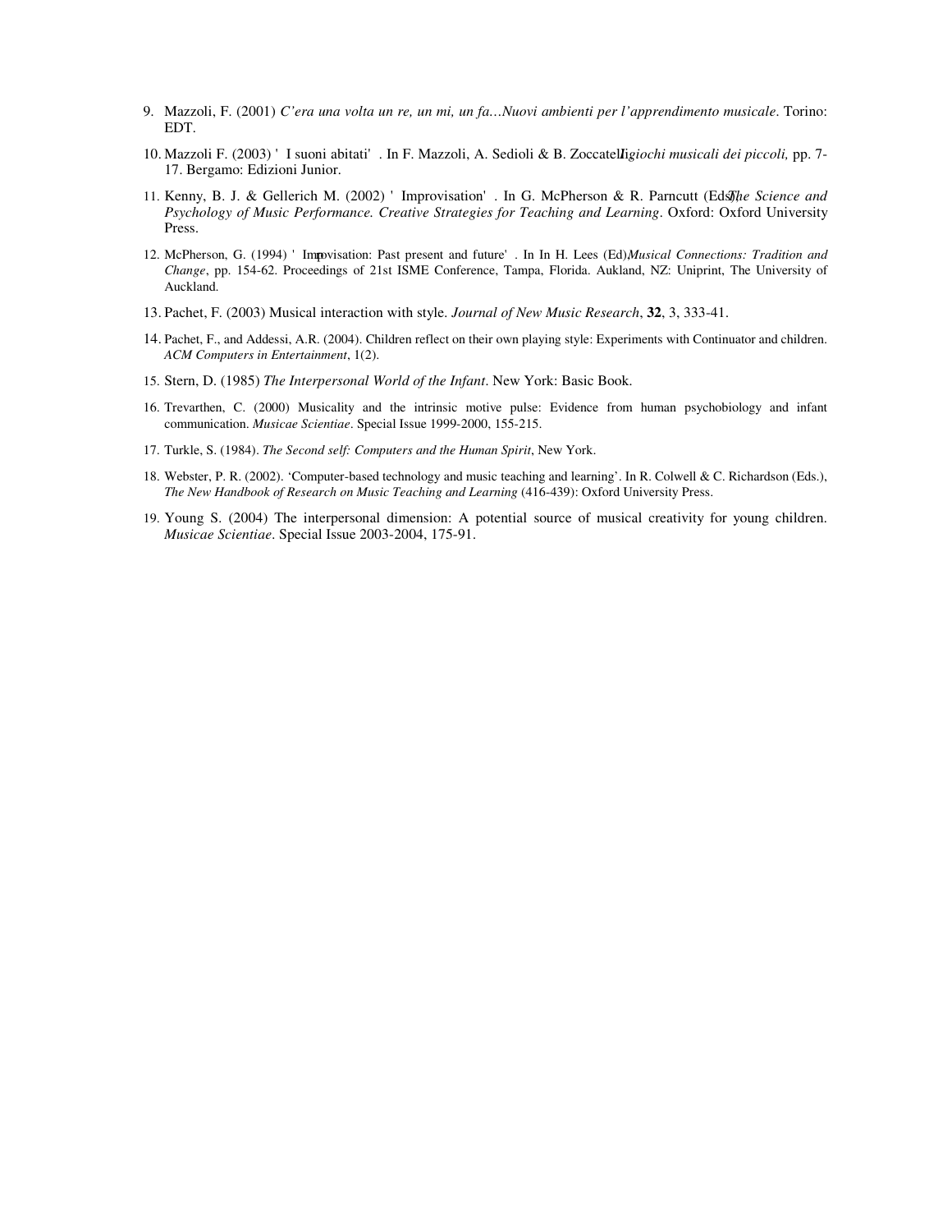9. Mazzoli, F. (2001) *C'era una volta un re, un mi, un fa…Nuovi ambienti per l'apprendimento musicale*. Torino: EDT.
10. Mazzoli F. (2003) ' I suoni abitati' . In F. Mazzoli, A. Sedioli & B. Zoccatelli *I giochi musicali dei piccoli,* pp. 7-17. Bergamo: Edizioni Junior.
11. Kenny, B. J. & Gellerich M. (2002) ' Improvisation' . In G. McPherson & R. Parncutt (Eds) *The Science and Psychology of Music Performance. Creative Strategies for Teaching and Learning*. Oxford: Oxford University Press.
12. McPherson, G. (1994) ' Improvisation: Past present and future' . In In H. Lees (Ed) *Musical Connections: Tradition and Change*, pp. 154-62. Proceedings of 21st ISME Conference, Tampa, Florida. Aukland, NZ: Uniprint, The University of Auckland.
13. Pachet, F. (2003) Musical interaction with style. *Journal of New Music Research*, **32**, 3, 333-41.
14. Pachet, F., and Addessi, A.R. (2004). Children reflect on their own playing style: Experiments with Continuator and children. *ACM Computers in Entertainment*, 1(2).
15. Stern, D. (1985) *The Interpersonal World of the Infant*. New York: Basic Book.
16. Trevarthen, C. (2000) Musicality and the intrinsic motive pulse: Evidence from human psychobiology and infant communication. *Musicae Scientiae*. Special Issue 1999-2000, 155-215.
17. Turkle, S. (1984). *The Second self: Computers and the Human Spirit*, New York.
18. Webster, P. R. (2002). 'Computer-based technology and music teaching and learning'. In R. Colwell & C. Richardson (Eds.), *The New Handbook of Research on Music Teaching and Learning* (416-439): Oxford University Press.
19. Young S. (2004) The interpersonal dimension: A potential source of musical creativity for young children. *Musicae Scientiae*. Special Issue 2003-2004, 175-91.